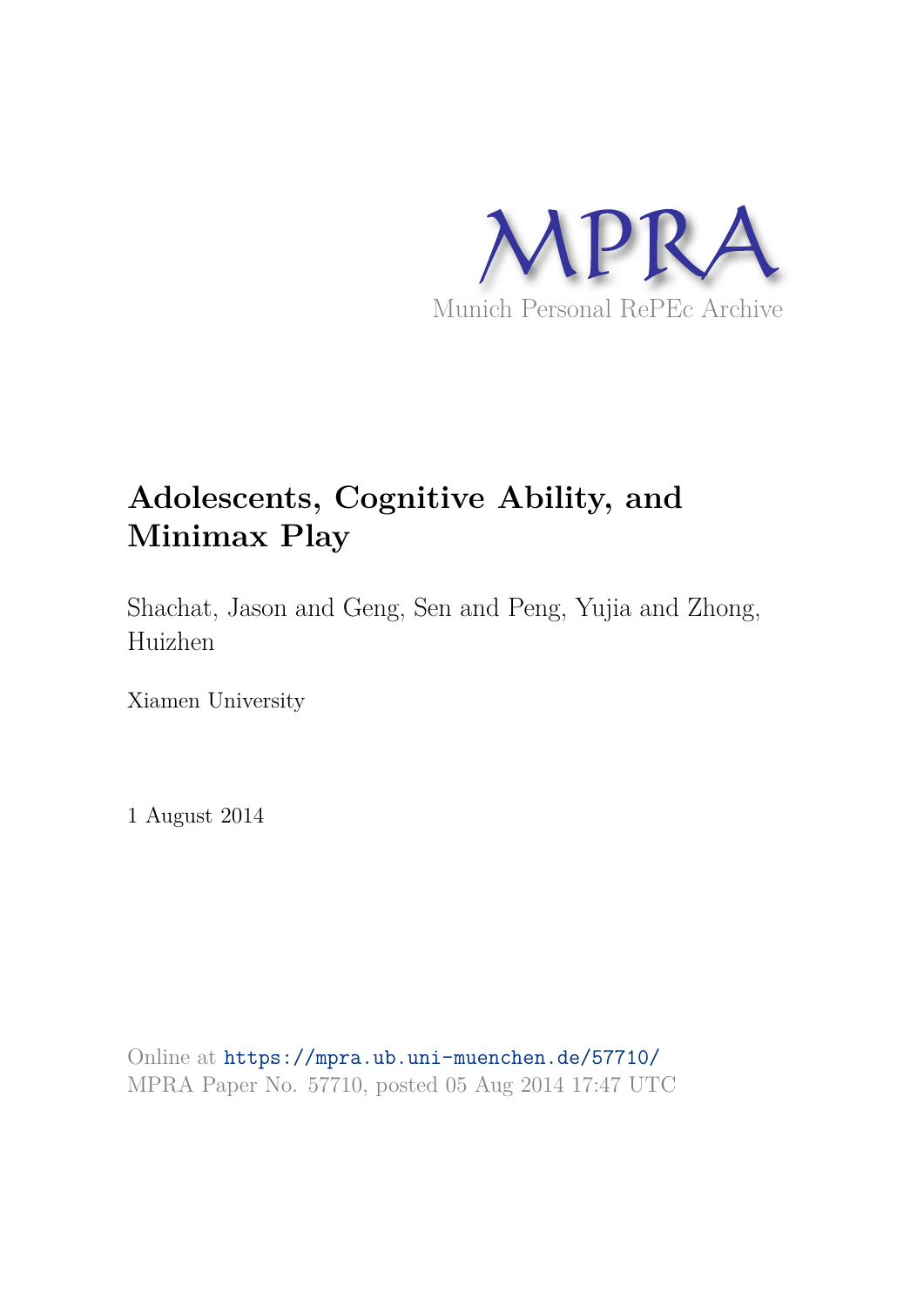MPRA

Munich Personal RePEc Archive

# Adolescents, Cognitive Ability, and Minimax Play

Shachat, Jason and Geng, Sen and Peng, Yujia and Zhong, Huizhen

Xiamen University

1 August 2014

Online at https://mpra.ub.uni-muenchen.de/57710/
MPRA Paper No. 57710, posted 05 Aug 2014 17:47 UTC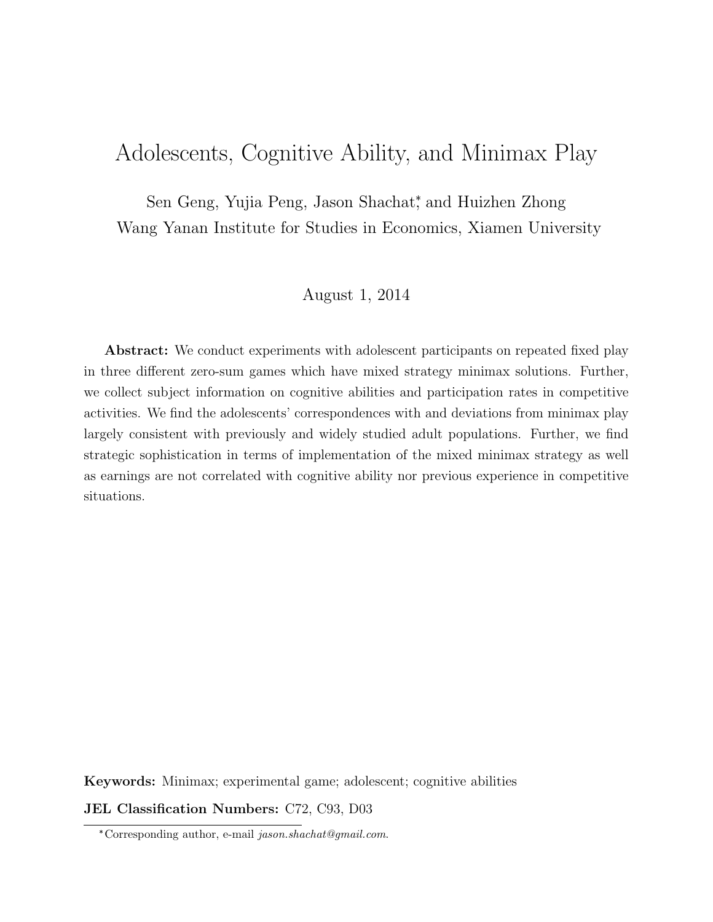# Adolescents, Cognitive Ability, and Minimax Play

Sen Geng, Yujia Peng, Jason Shachat[*] and Huizhen Zhong
Wang Yanan Institute for Studies in Economics, Xiamen University

August 1, 2014

**Abstract:** We conduct experiments with adolescent participants on repeated fixed play in three different zero-sum games which have mixed strategy minimax solutions. Further, we collect subject information on cognitive abilities and participation rates in competitive activities. We find the adolescents' correspondences with and deviations from minimax play largely consistent with previously and widely studied adult populations. Further, we find strategic sophistication in terms of implementation of the mixed minimax strategy as well as earnings are not correlated with cognitive ability nor previous experience in competitive situations.

**Keywords:** Minimax; experimental game; adolescent; cognitive abilities

**JEL Classification Numbers:** C72, C93, D03

[*]Corresponding author, e-mail *jason.shachat@gmail.com*.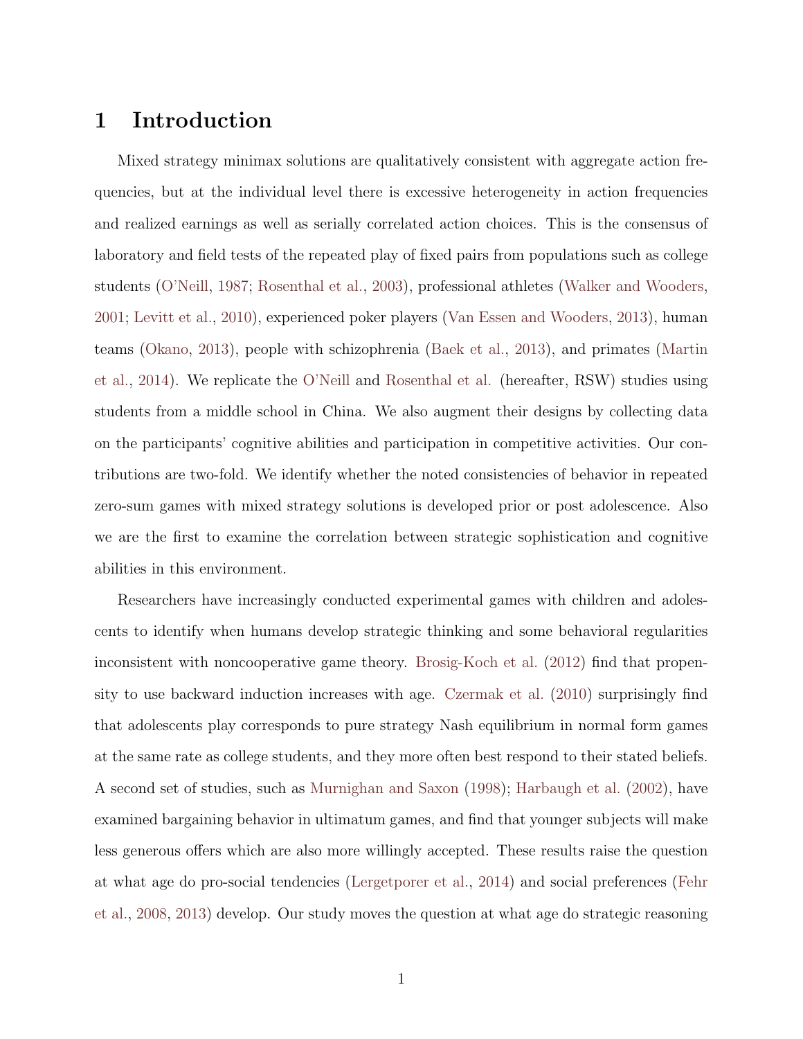# 1 Introduction

Mixed strategy minimax solutions are qualitatively consistent with aggregate action frequencies, but at the individual level there is excessive heterogeneity in action frequencies and realized earnings as well as serially correlated action choices. This is the consensus of laboratory and field tests of the repeated play of fixed pairs from populations such as college students (O'Neill, 1987; Rosenthal et al., 2003), professional athletes (Walker and Wooders, 2001; Levitt et al., 2010), experienced poker players (Van Essen and Wooders, 2013), human teams (Okano, 2013), people with schizophrenia (Baek et al., 2013), and primates (Martin et al., 2014). We replicate the O'Neill and Rosenthal et al. (hereafter, RSW) studies using students from a middle school in China. We also augment their designs by collecting data on the participants' cognitive abilities and participation in competitive activities. Our contributions are two-fold. We identify whether the noted consistencies of behavior in repeated zero-sum games with mixed strategy solutions is developed prior or post adolescence. Also we are the first to examine the correlation between strategic sophistication and cognitive abilities in this environment.

Researchers have increasingly conducted experimental games with children and adolescents to identify when humans develop strategic thinking and some behavioral regularities inconsistent with noncooperative game theory. Brosig-Koch et al. (2012) find that propensity to use backward induction increases with age. Czermak et al. (2010) surprisingly find that adolescents play corresponds to pure strategy Nash equilibrium in normal form games at the same rate as college students, and they more often best respond to their stated beliefs. A second set of studies, such as Murnighan and Saxon (1998); Harbaugh et al. (2002), have examined bargaining behavior in ultimatum games, and find that younger subjects will make less generous offers which are also more willingly accepted. These results raise the question at what age do pro-social tendencies (Lergetporer et al., 2014) and social preferences (Fehr et al., 2008, 2013) develop. Our study moves the question at what age do strategic reasoning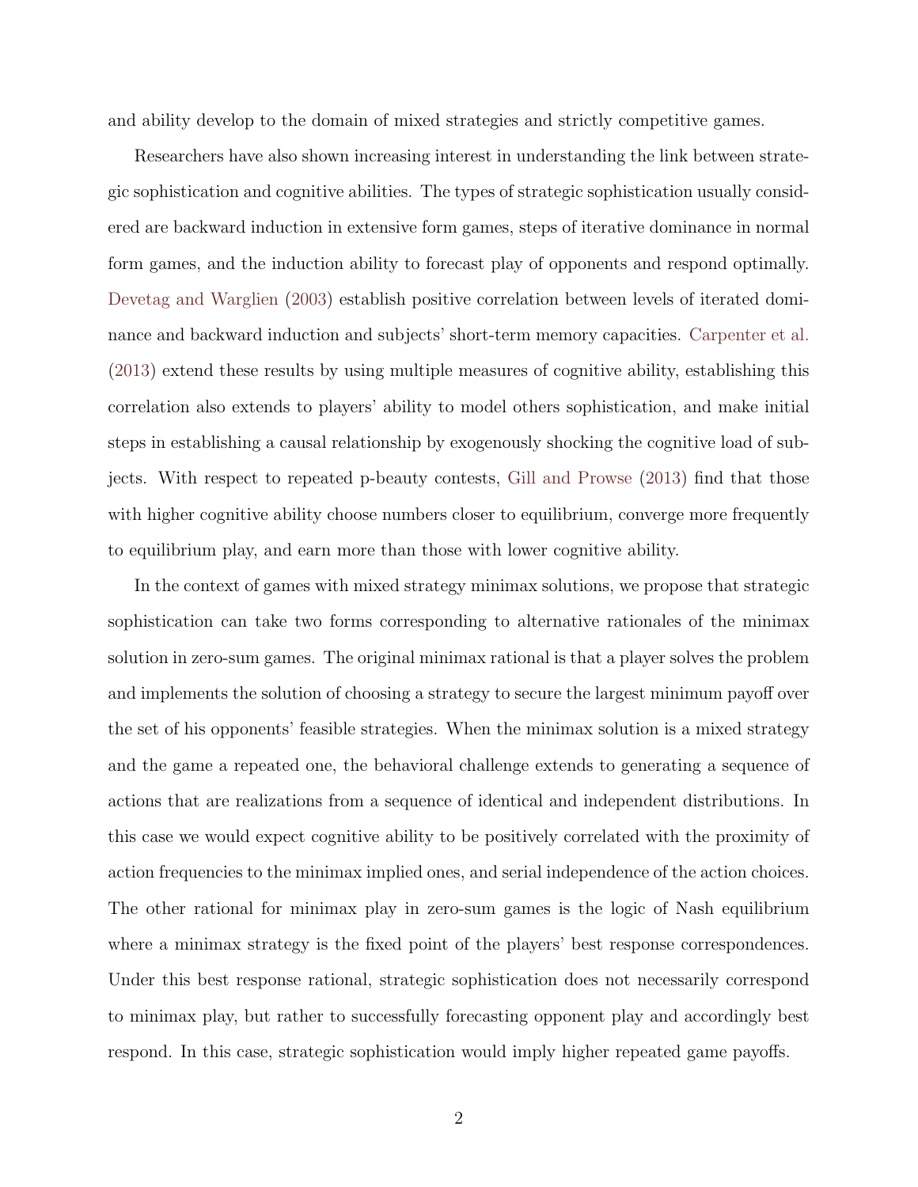and ability develop to the domain of mixed strategies and strictly competitive games.

Researchers have also shown increasing interest in understanding the link between strategic sophistication and cognitive abilities. The types of strategic sophistication usually considered are backward induction in extensive form games, steps of iterative dominance in normal form games, and the induction ability to forecast play of opponents and respond optimally. Devetag and Warglien (2003) establish positive correlation between levels of iterated dominance and backward induction and subjects' short-term memory capacities. Carpenter et al. (2013) extend these results by using multiple measures of cognitive ability, establishing this correlation also extends to players' ability to model others sophistication, and make initial steps in establishing a causal relationship by exogenously shocking the cognitive load of subjects. With respect to repeated p-beauty contests, Gill and Prowse (2013) find that those with higher cognitive ability choose numbers closer to equilibrium, converge more frequently to equilibrium play, and earn more than those with lower cognitive ability.

In the context of games with mixed strategy minimax solutions, we propose that strategic sophistication can take two forms corresponding to alternative rationales of the minimax solution in zero-sum games. The original minimax rational is that a player solves the problem and implements the solution of choosing a strategy to secure the largest minimum payoff over the set of his opponents' feasible strategies. When the minimax solution is a mixed strategy and the game a repeated one, the behavioral challenge extends to generating a sequence of actions that are realizations from a sequence of identical and independent distributions. In this case we would expect cognitive ability to be positively correlated with the proximity of action frequencies to the minimax implied ones, and serial independence of the action choices. The other rational for minimax play in zero-sum games is the logic of Nash equilibrium where a minimax strategy is the fixed point of the players' best response correspondences. Under this best response rational, strategic sophistication does not necessarily correspond to minimax play, but rather to successfully forecasting opponent play and accordingly best respond. In this case, strategic sophistication would imply higher repeated game payoffs.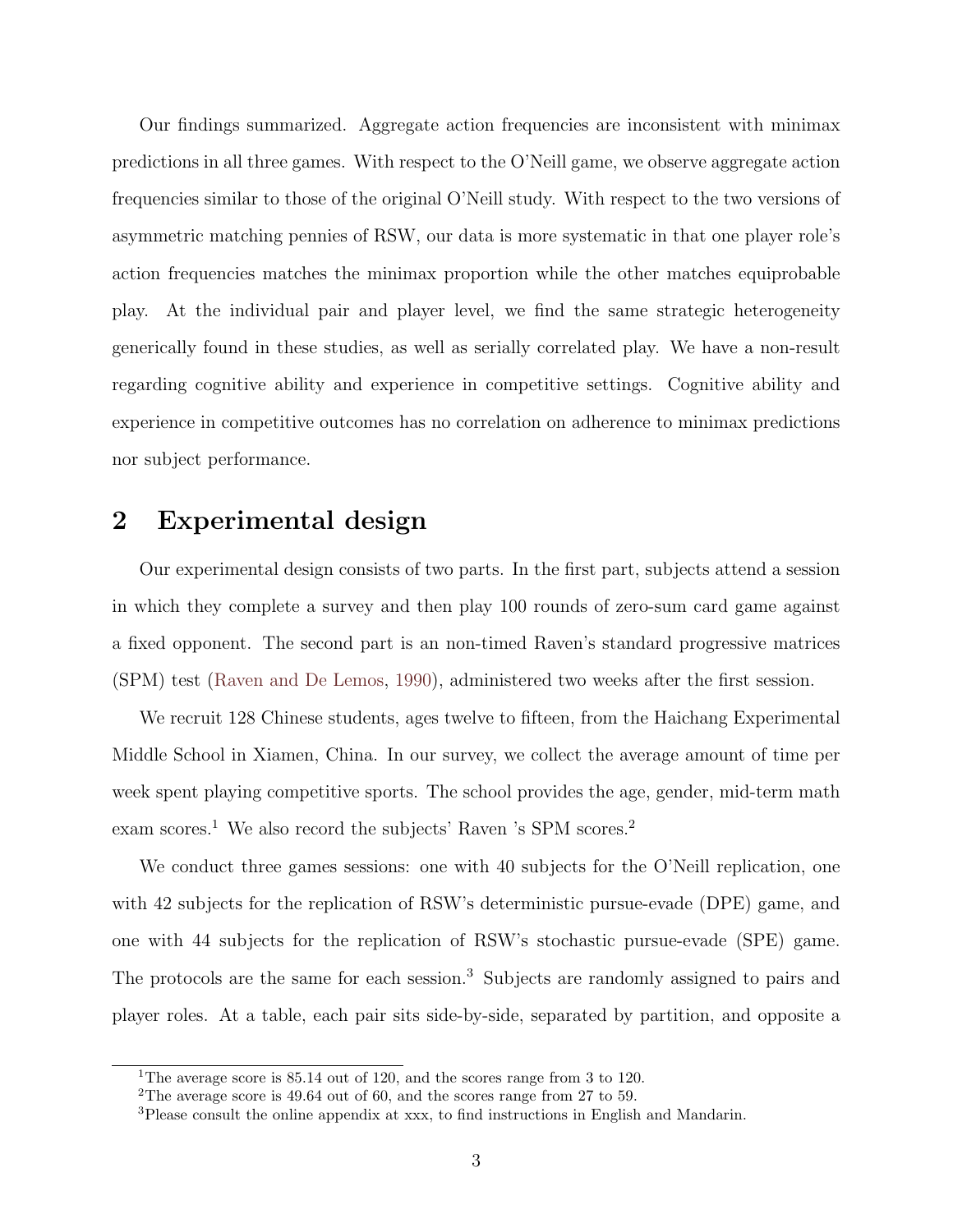Our findings summarized. Aggregate action frequencies are inconsistent with minimax predictions in all three games. With respect to the O'Neill game, we observe aggregate action frequencies similar to those of the original O'Neill study. With respect to the two versions of asymmetric matching pennies of RSW, our data is more systematic in that one player role's action frequencies matches the minimax proportion while the other matches equiprobable play. At the individual pair and player level, we find the same strategic heterogeneity generically found in these studies, as well as serially correlated play. We have a non-result regarding cognitive ability and experience in competitive settings. Cognitive ability and experience in competitive outcomes has no correlation on adherence to minimax predictions nor subject performance.

## 2 Experimental design

Our experimental design consists of two parts. In the first part, subjects attend a session in which they complete a survey and then play 100 rounds of zero-sum card game against a fixed opponent. The second part is an non-timed Raven's standard progressive matrices (SPM) test (Raven and De Lemos, 1990), administered two weeks after the first session.

We recruit 128 Chinese students, ages twelve to fifteen, from the Haichang Experimental Middle School in Xiamen, China. In our survey, we collect the average amount of time per week spent playing competitive sports. The school provides the age, gender, mid-term math exam scores.[1] We also record the subjects' Raven 's SPM scores.[2]

We conduct three games sessions: one with 40 subjects for the O'Neill replication, one with 42 subjects for the replication of RSW's deterministic pursue-evade (DPE) game, and one with 44 subjects for the replication of RSW's stochastic pursue-evade (SPE) game. The protocols are the same for each session.[3] Subjects are randomly assigned to pairs and player roles. At a table, each pair sits side-by-side, separated by partition, and opposite a

[1] The average score is 85.14 out of 120, and the scores range from 3 to 120.

[2] The average score is 49.64 out of 60, and the scores range from 27 to 59.

[3] Please consult the online appendix at xxx, to find instructions in English and Mandarin.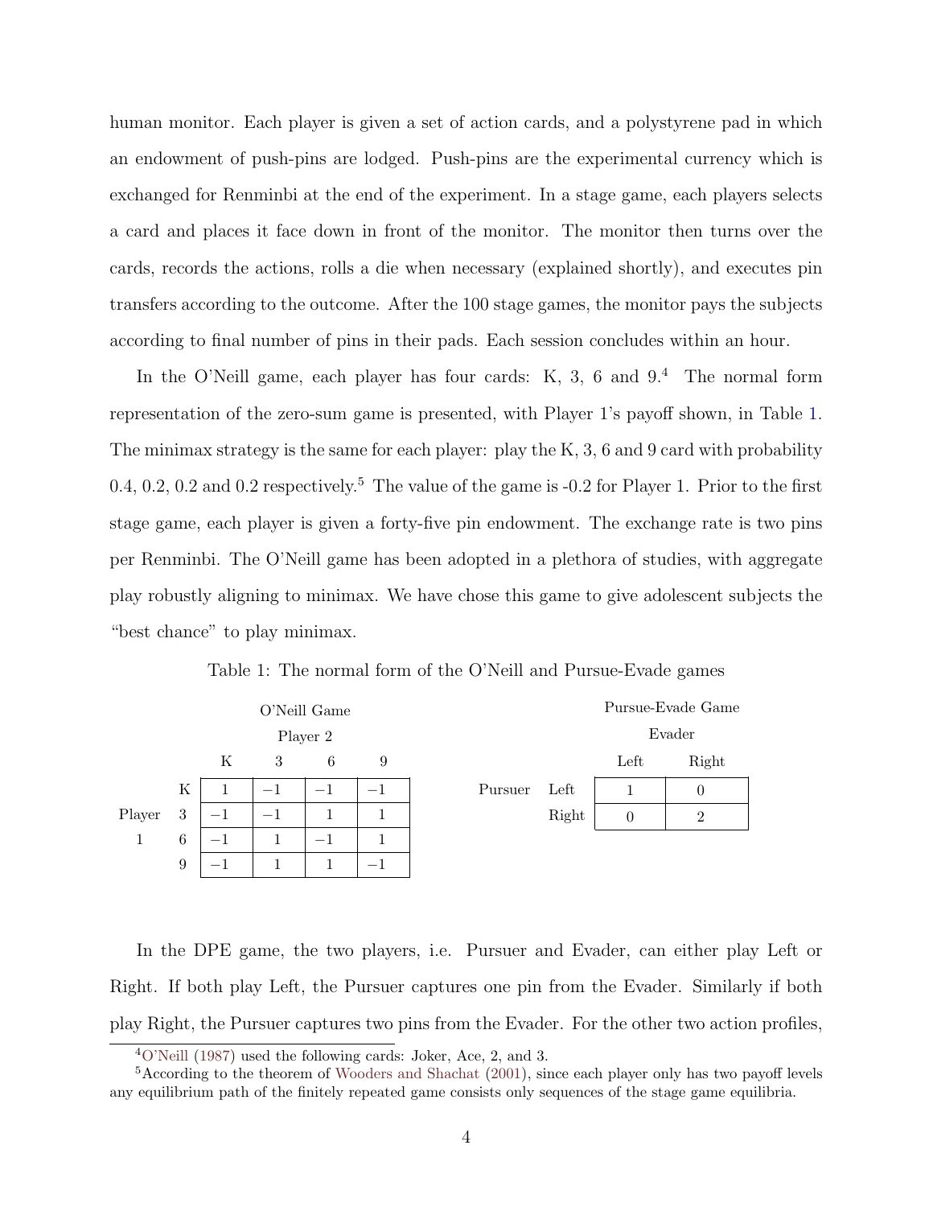human monitor. Each player is given a set of action cards, and a polystyrene pad in which an endowment of push-pins are lodged. Push-pins are the experimental currency which is exchanged for Renminbi at the end of the experiment. In a stage game, each players selects a card and places it face down in front of the monitor. The monitor then turns over the cards, records the actions, rolls a die when necessary (explained shortly), and executes pin transfers according to the outcome. After the 100 stage games, the monitor pays the subjects according to final number of pins in their pads. Each session concludes within an hour.

In the O'Neill game, each player has four cards: K, 3, 6 and 9.[4] The normal form representation of the zero-sum game is presented, with Player 1's payoff shown, in Table 1. The minimax strategy is the same for each player: play the K, 3, 6 and 9 card with probability 0.4, 0.2, 0.2 and 0.2 respectively.[5] The value of the game is -0.2 for Player 1. Prior to the first stage game, each player is given a forty-five pin endowment. The exchange rate is two pins per Renminbi. The O'Neill game has been adopted in a plethora of studies, with aggregate play robustly aligning to minimax. We have chose this game to give adolescent subjects the "best chance" to play minimax.

Table 1: The normal form of the O'Neill and Pursue-Evade games

O'Neill Game

| | | Player 2 | | | |
|---|---|---|---|---|---|
| | | K | 3 | 6 | 9 |
| Player 1 | K | 1 | −1 | −1 | −1 |
| | 3 | −1 | −1 | 1 | 1 |
| | 6 | −1 | 1 | −1 | 1 |
| | 9 | −1 | 1 | 1 | −1 |

Pursue-Evade Game

| | | Evader | |
|---|---|---|---|
| | | Left | Right |
| Pursuer | Left | 1 | 0 |
| | Right | 0 | 2 |

In the DPE game, the two players, i.e. Pursuer and Evader, can either play Left or Right. If both play Left, the Pursuer captures one pin from the Evader. Similarly if both play Right, the Pursuer captures two pins from the Evader. For the other two action profiles,

[4] O'Neill (1987) used the following cards: Joker, Ace, 2, and 3.

[5] According to the theorem of Wooders and Shachat (2001), since each player only has two payoff levels any equilibrium path of the finitely repeated game consists only sequences of the stage game equilibria.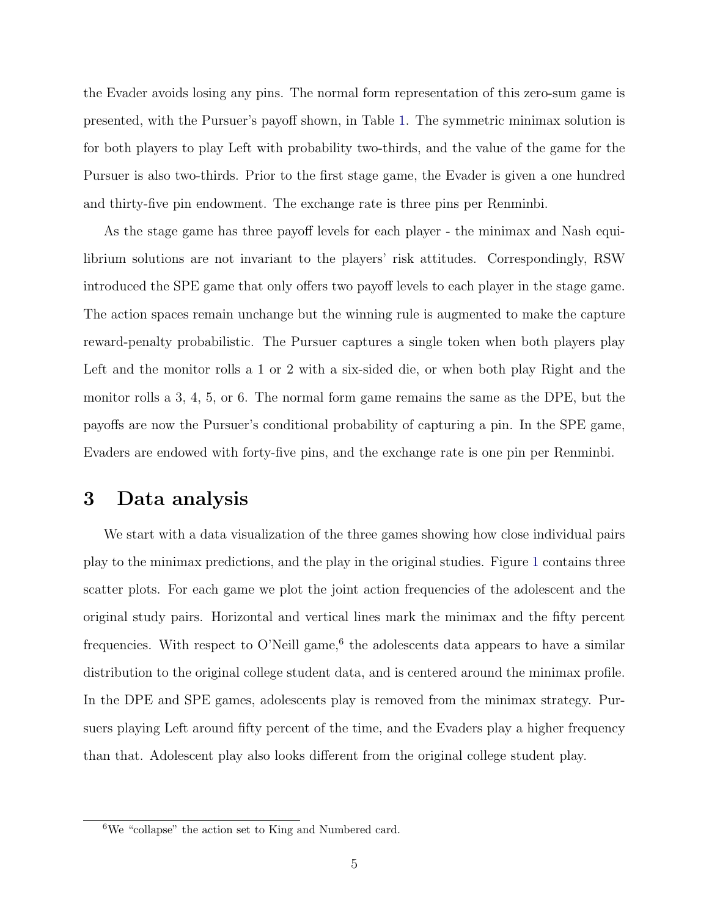the Evader avoids losing any pins. The normal form representation of this zero-sum game is presented, with the Pursuer's payoff shown, in Table 1. The symmetric minimax solution is for both players to play Left with probability two-thirds, and the value of the game for the Pursuer is also two-thirds. Prior to the first stage game, the Evader is given a one hundred and thirty-five pin endowment. The exchange rate is three pins per Renminbi.

As the stage game has three payoff levels for each player - the minimax and Nash equilibrium solutions are not invariant to the players' risk attitudes. Correspondingly, RSW introduced the SPE game that only offers two payoff levels to each player in the stage game. The action spaces remain unchange but the winning rule is augmented to make the capture reward-penalty probabilistic. The Pursuer captures a single token when both players play Left and the monitor rolls a 1 or 2 with a six-sided die, or when both play Right and the monitor rolls a 3, 4, 5, or 6. The normal form game remains the same as the DPE, but the payoffs are now the Pursuer's conditional probability of capturing a pin. In the SPE game, Evaders are endowed with forty-five pins, and the exchange rate is one pin per Renminbi.

# 3 Data analysis

We start with a data visualization of the three games showing how close individual pairs play to the minimax predictions, and the play in the original studies. Figure 1 contains three scatter plots. For each game we plot the joint action frequencies of the adolescent and the original study pairs. Horizontal and vertical lines mark the minimax and the fifty percent frequencies. With respect to O'Neill game,[6] the adolescents data appears to have a similar distribution to the original college student data, and is centered around the minimax profile. In the DPE and SPE games, adolescents play is removed from the minimax strategy. Pursuers playing Left around fifty percent of the time, and the Evaders play a higher frequency than that. Adolescent play also looks different from the original college student play.

[6] We "collapse" the action set to King and Numbered card.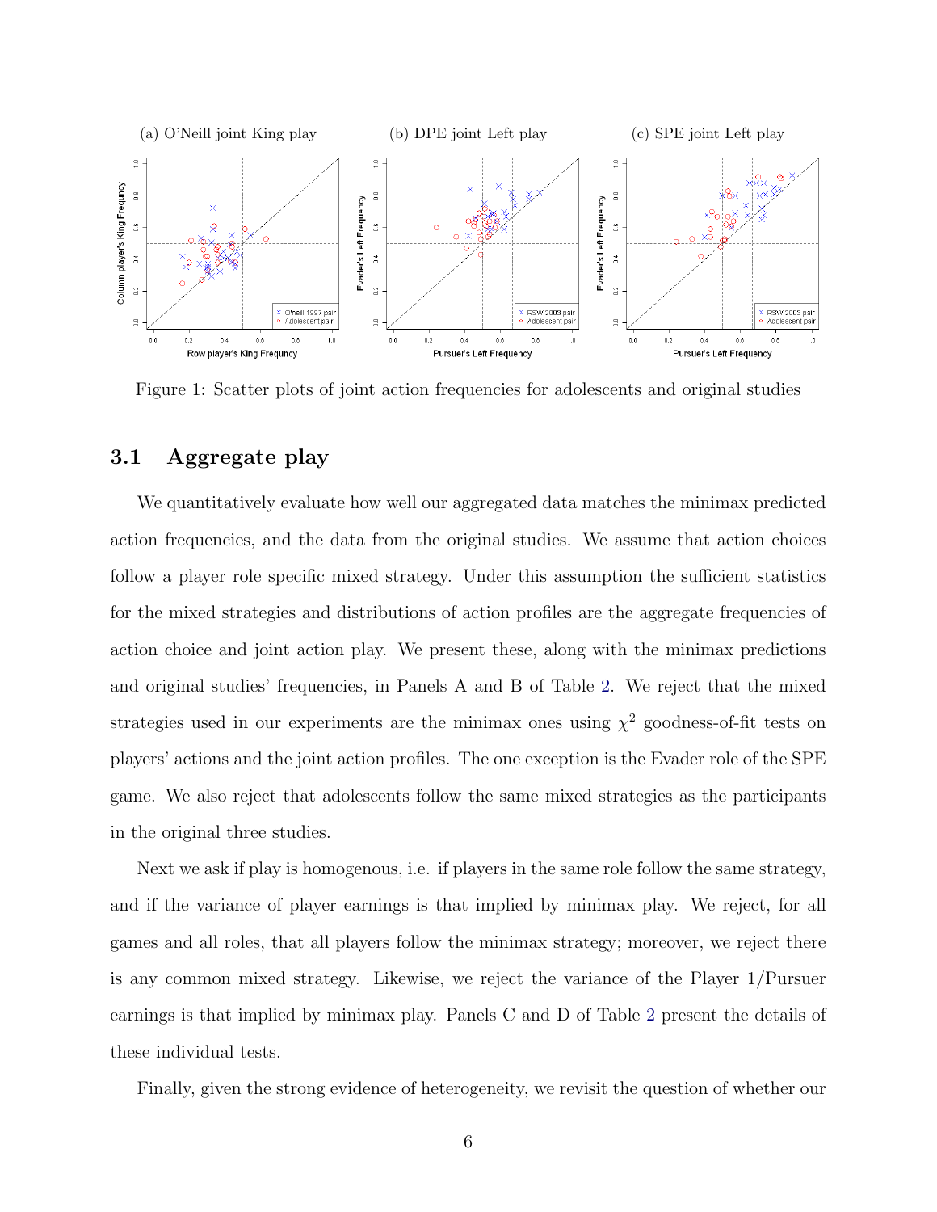(a) O'Neill joint King play

(b) DPE joint Left play

(c) SPE joint Left play

Figure 1: Scatter plots of joint action frequencies for adolescents and original studies

## 3.1 Aggregate play

We quantitatively evaluate how well our aggregated data matches the minimax predicted action frequencies, and the data from the original studies. We assume that action choices follow a player role specific mixed strategy. Under this assumption the sufficient statistics for the mixed strategies and distributions of action profiles are the aggregate frequencies of action choice and joint action play. We present these, along with the minimax predictions and original studies' frequencies, in Panels A and B of Table 2. We reject that the mixed strategies used in our experiments are the minimax ones using $\chi^2$ goodness-of-fit tests on players' actions and the joint action profiles. The one exception is the Evader role of the SPE game. We also reject that adolescents follow the same mixed strategies as the participants in the original three studies.

Next we ask if play is homogenous, i.e. if players in the same role follow the same strategy, and if the variance of player earnings is that implied by minimax play. We reject, for all games and all roles, that all players follow the minimax strategy; moreover, we reject there is any common mixed strategy. Likewise, we reject the variance of the Player 1/Pursuer earnings is that implied by minimax play. Panels C and D of Table 2 present the details of these individual tests.

Finally, given the strong evidence of heterogeneity, we revisit the question of whether our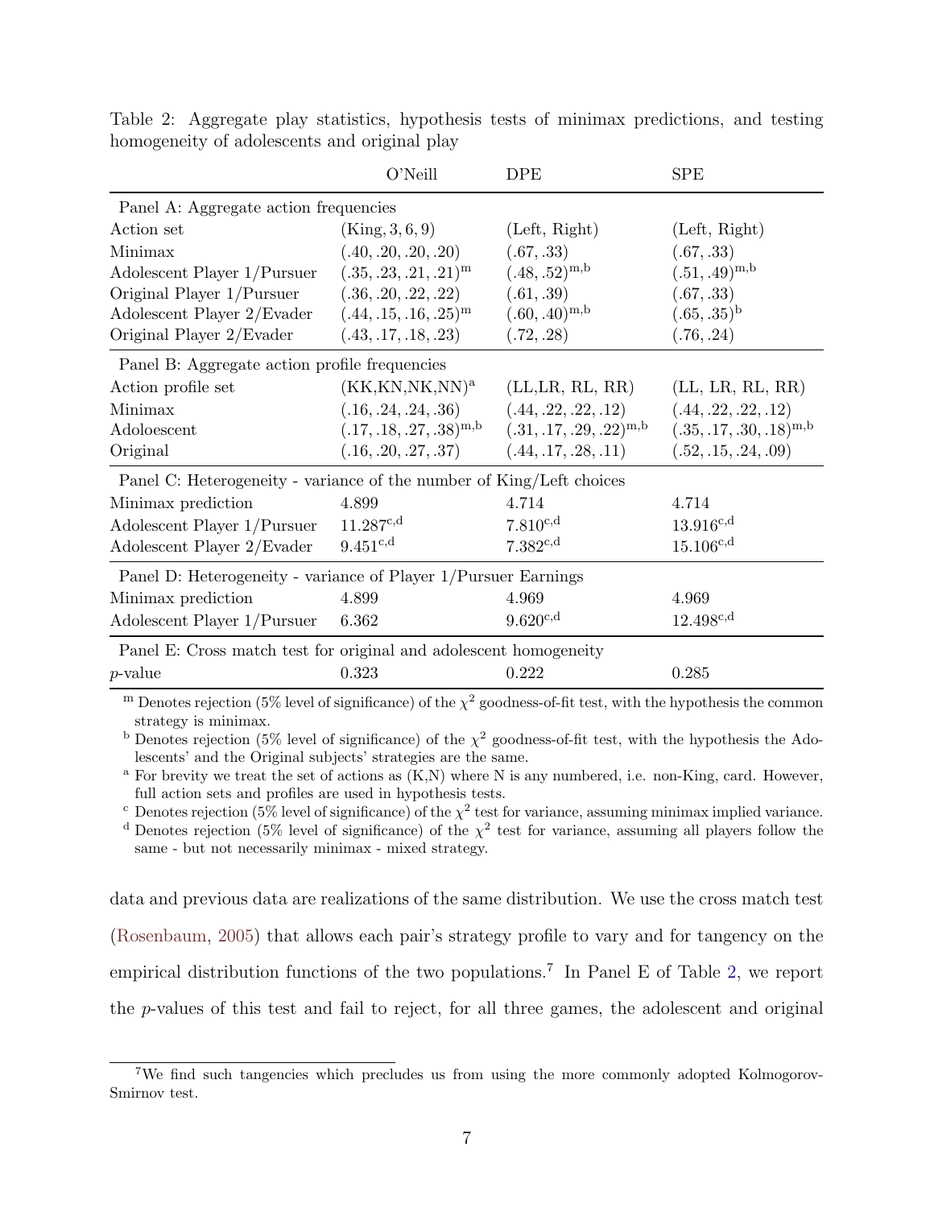Table 2: Aggregate play statistics, hypothesis tests of minimax predictions, and testing homogeneity of adolescents and original play

| | O'Neill | DPE | SPE |
|---|---|---|---|
| Panel A: Aggregate action frequencies | | | |
| Action set | (King, 3, 6, 9) | (Left, Right) | (Left, Right) |
| Minimax | (.40, .20, .20, .20) | (.67, .33) | (.67, .33) |
| Adolescent Player 1/Pursuer | $(.35, .23, .21, .21)^{\text{m}}$ | $(.48, .52)^{\text{m,b}}$ | $(.51, .49)^{\text{m,b}}$ |
| Original Player 1/Pursuer | (.36, .20, .22, .22) | (.61, .39) | (.67, .33) |
| Adolescent Player 2/Evader | $(.44, .15, .16, .25)^{\text{m}}$ | $(.60, .40)^{\text{m,b}}$ | $(.65, .35)^{\text{b}}$ |
| Original Player 2/Evader | (.43, .17, .18, .23) | (.72, .28) | (.76, .24) |
| Panel B: Aggregate action profile frequencies | | | |
| Action profile set | $(\text{KK,KN,NK,NN})^{\text{a}}$ | (LL,LR, RL, RR) | (LL, LR, RL, RR) |
| Minimax | (.16, .24, .24, .36) | (.44, .22, .22, .12) | (.44, .22, .22, .12) |
| Adoloescent | $(.17, .18, .27, .38)^{\text{m,b}}$ | $(.31, .17, .29, .22)^{\text{m,b}}$ | $(.35, .17, .30, .18)^{\text{m,b}}$ |
| Original | (.16, .20, .27, .37) | (.44, .17, .28, .11) | (.52, .15, .24, .09) |
| Panel C: Heterogeneity - variance of the number of King/Left choices | | | |
| Minimax prediction | 4.899 | 4.714 | 4.714 |
| Adolescent Player 1/Pursuer | $11.287^{\text{c,d}}$ | $7.810^{\text{c,d}}$ | $13.916^{\text{c,d}}$ |
| Adolescent Player 2/Evader | $9.451^{\text{c,d}}$ | $7.382^{\text{c,d}}$ | $15.106^{\text{c,d}}$ |
| Panel D: Heterogeneity - variance of Player 1/Pursuer Earnings | | | |
| Minimax prediction | 4.899 | 4.969 | 4.969 |
| Adolescent Player 1/Pursuer | 6.362 | $9.620^{\text{c,d}}$ | $12.498^{\text{c,d}}$ |
| Panel E: Cross match test for original and adolescent homogeneity | | | |
| $p$-value | 0.323 | 0.222 | 0.285 |

[m] Denotes rejection (5% level of significance) of the $\chi^2$ goodness-of-fit test, with the hypothesis the common strategy is minimax.

[b] Denotes rejection (5% level of significance) of the $\chi^2$ goodness-of-fit test, with the hypothesis the Adolescents' and the Original subjects' strategies are the same.

[a] For brevity we treat the set of actions as (K,N) where N is any numbered, i.e. non-King, card. However, full action sets and profiles are used in hypothesis tests.

[c] Denotes rejection (5% level of significance) of the $\chi^2$ test for variance, assuming minimax implied variance.

[d] Denotes rejection (5% level of significance) of the $\chi^2$ test for variance, assuming all players follow the same - but not necessarily minimax - mixed strategy.

data and previous data are realizations of the same distribution. We use the cross match test (Rosenbaum, 2005) that allows each pair's strategy profile to vary and for tangency on the empirical distribution functions of the two populations.[7] In Panel E of Table 2, we report the $p$-values of this test and fail to reject, for all three games, the adolescent and original

[7] We find such tangencies which precludes us from using the more commonly adopted Kolmogorov-Smirnov test.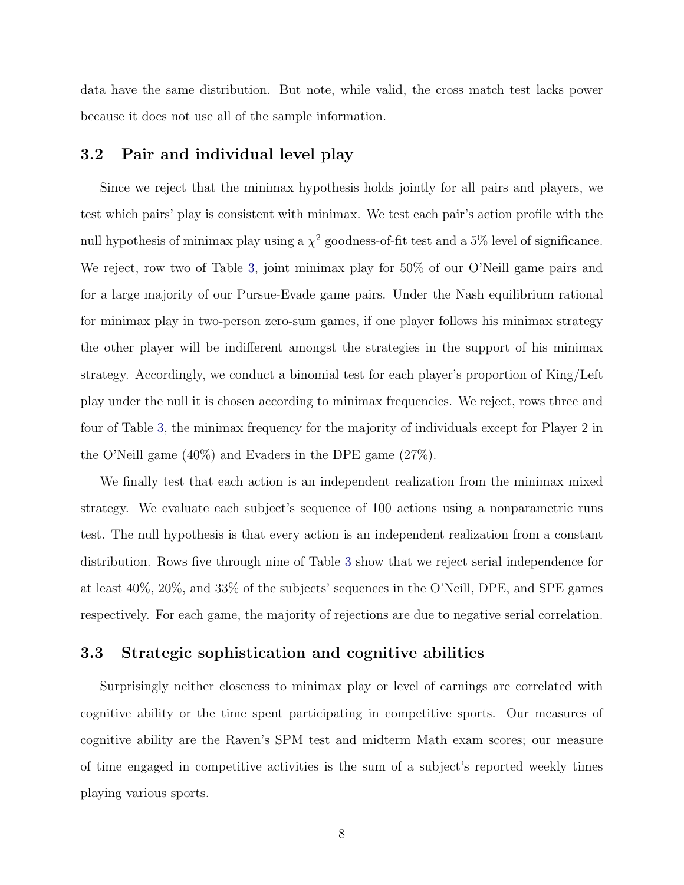data have the same distribution. But note, while valid, the cross match test lacks power because it does not use all of the sample information.

## 3.2 Pair and individual level play

Since we reject that the minimax hypothesis holds jointly for all pairs and players, we test which pairs' play is consistent with minimax. We test each pair's action profile with the null hypothesis of minimax play using a $\chi^2$ goodness-of-fit test and a 5% level of significance. We reject, row two of Table 3, joint minimax play for 50% of our O'Neill game pairs and for a large majority of our Pursue-Evade game pairs. Under the Nash equilibrium rational for minimax play in two-person zero-sum games, if one player follows his minimax strategy the other player will be indifferent amongst the strategies in the support of his minimax strategy. Accordingly, we conduct a binomial test for each player's proportion of King/Left play under the null it is chosen according to minimax frequencies. We reject, rows three and four of Table 3, the minimax frequency for the majority of individuals except for Player 2 in the O'Neill game (40%) and Evaders in the DPE game (27%).

We finally test that each action is an independent realization from the minimax mixed strategy. We evaluate each subject's sequence of 100 actions using a nonparametric runs test. The null hypothesis is that every action is an independent realization from a constant distribution. Rows five through nine of Table 3 show that we reject serial independence for at least 40%, 20%, and 33% of the subjects' sequences in the O'Neill, DPE, and SPE games respectively. For each game, the majority of rejections are due to negative serial correlation.

## 3.3 Strategic sophistication and cognitive abilities

Surprisingly neither closeness to minimax play or level of earnings are correlated with cognitive ability or the time spent participating in competitive sports. Our measures of cognitive ability are the Raven's SPM test and midterm Math exam scores; our measure of time engaged in competitive activities is the sum of a subject's reported weekly times playing various sports.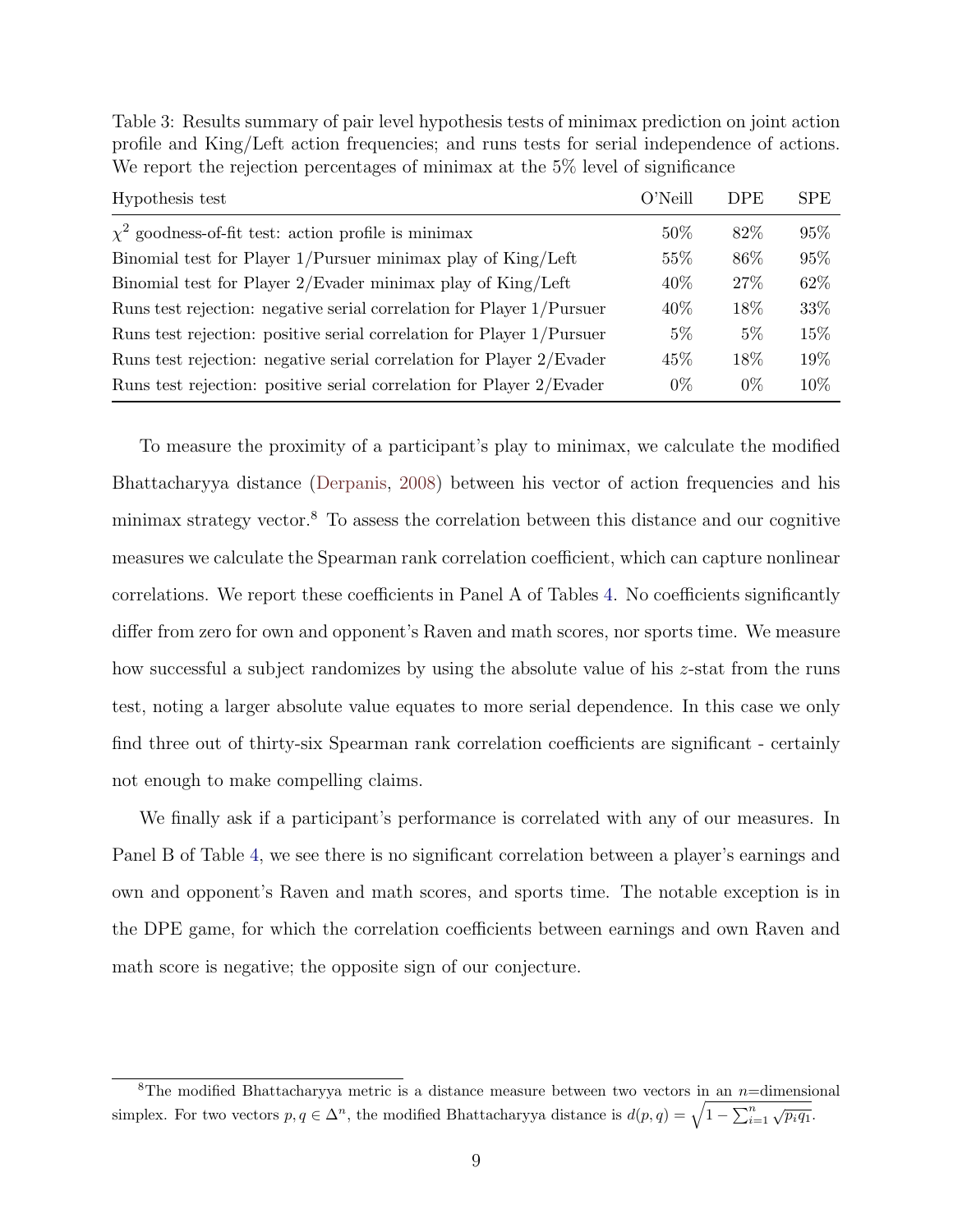Table 3: Results summary of pair level hypothesis tests of minimax prediction on joint action profile and King/Left action frequencies; and runs tests for serial independence of actions. We report the rejection percentages of minimax at the 5% level of significance

| Hypothesis test | O'Neill | DPE | SPE |
|---|---|---|---|
| $\chi^2$ goodness-of-fit test: action profile is minimax | 50% | 82% | 95% |
| Binomial test for Player 1/Pursuer minimax play of King/Left | 55% | 86% | 95% |
| Binomial test for Player 2/Evader minimax play of King/Left | 40% | 27% | 62% |
| Runs test rejection: negative serial correlation for Player 1/Pursuer | 40% | 18% | 33% |
| Runs test rejection: positive serial correlation for Player 1/Pursuer | 5% | 5% | 15% |
| Runs test rejection: negative serial correlation for Player 2/Evader | 45% | 18% | 19% |
| Runs test rejection: positive serial correlation for Player 2/Evader | 0% | 0% | 10% |

To measure the proximity of a participant's play to minimax, we calculate the modified Bhattacharyya distance (Derpanis, 2008) between his vector of action frequencies and his minimax strategy vector.[8] To assess the correlation between this distance and our cognitive measures we calculate the Spearman rank correlation coefficient, which can capture nonlinear correlations. We report these coefficients in Panel A of Tables 4. No coefficients significantly differ from zero for own and opponent's Raven and math scores, nor sports time. We measure how successful a subject randomizes by using the absolute value of his $z$-stat from the runs test, noting a larger absolute value equates to more serial dependence. In this case we only find three out of thirty-six Spearman rank correlation coefficients are significant - certainly not enough to make compelling claims.

We finally ask if a participant's performance is correlated with any of our measures. In Panel B of Table 4, we see there is no significant correlation between a player's earnings and own and opponent's Raven and math scores, and sports time. The notable exception is in the DPE game, for which the correlation coefficients between earnings and own Raven and math score is negative; the opposite sign of our conjecture.

[8] The modified Bhattacharyya metric is a distance measure between two vectors in an $n$=dimensional simplex. For two vectors $p, q \in \Delta^n$, the modified Bhattacharyya distance is $d(p, q) = \sqrt{1 - \sum_{i=1}^{n} \sqrt{p_i q_1}}$.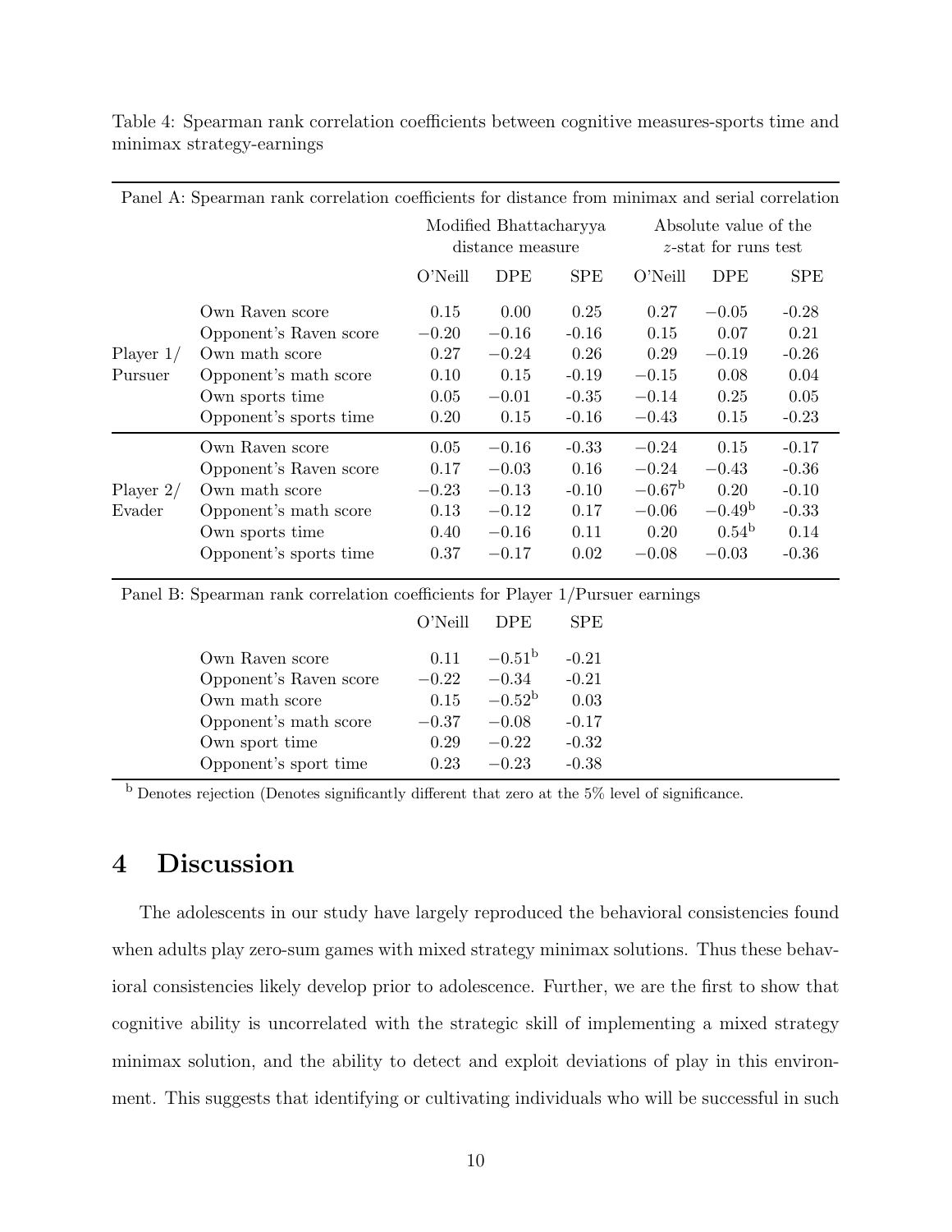Table 4: Spearman rank correlation coefficients between cognitive measures-sports time and minimax strategy-earnings

| Panel A: Spearman rank correlation coefficients for distance from minimax and serial correlation | | | | | | | |
|---|---|---|---|---|---|---|---|
| | | Modified Bhattacharyya distance measure | | | Absolute value of the $z$-stat for runs test | | |
| | | O'Neill | DPE | SPE | O'Neill | DPE | SPE |
| Player 1/ Pursuer | Own Raven score | 0.15 | 0.00 | 0.25 | 0.27 | $-0.05$ | -0.28 |
| | Opponent's Raven score | $-0.20$ | $-0.16$ | -0.16 | 0.15 | 0.07 | 0.21 |
| | Own math score | 0.27 | $-0.24$ | 0.26 | 0.29 | $-0.19$ | -0.26 |
| | Opponent's math score | 0.10 | 0.15 | -0.19 | $-0.15$ | 0.08 | 0.04 |
| | Own sports time | 0.05 | $-0.01$ | -0.35 | $-0.14$ | 0.25 | 0.05 |
| | Opponent's sports time | 0.20 | 0.15 | -0.16 | $-0.43$ | 0.15 | -0.23 |
| Player 2/ Evader | Own Raven score | 0.05 | $-0.16$ | -0.33 | $-0.24$ | 0.15 | -0.17 |
| | Opponent's Raven score | 0.17 | $-0.03$ | 0.16 | $-0.24$ | $-0.43$ | -0.36 |
| | Own math score | $-0.23$ | $-0.13$ | -0.10 | $-0.67^{\text{b}}$ | 0.20 | -0.10 |
| | Opponent's math score | 0.13 | $-0.12$ | 0.17 | $-0.06$ | $-0.49^{\text{b}}$ | -0.33 |
| | Own sports time | 0.40 | $-0.16$ | 0.11 | 0.20 | $0.54^{\text{b}}$ | 0.14 |
| | Opponent's sports time | 0.37 | $-0.17$ | 0.02 | $-0.08$ | $-0.03$ | -0.36 |

| Panel B: Spearman rank correlation coefficients for Player 1/Pursuer earnings | O'Neill | DPE | SPE |
|---|---|---|---|
| Own Raven score | 0.11 | $-0.51^{\text{b}}$ | -0.21 |
| Opponent's Raven score | $-0.22$ | $-0.34$ | -0.21 |
| Own math score | 0.15 | $-0.52^{\text{b}}$ | 0.03 |
| Opponent's math score | $-0.37$ | $-0.08$ | -0.17 |
| Own sport time | 0.29 | $-0.22$ | -0.32 |
| Opponent's sport time | 0.23 | $-0.23$ | -0.38 |

[b] Denotes rejection (Denotes significantly different that zero at the 5% level of significance.

# 4 Discussion

The adolescents in our study have largely reproduced the behavioral consistencies found when adults play zero-sum games with mixed strategy minimax solutions. Thus these behavioral consistencies likely develop prior to adolescence. Further, we are the first to show that cognitive ability is uncorrelated with the strategic skill of implementing a mixed strategy minimax solution, and the ability to detect and exploit deviations of play in this environment. This suggests that identifying or cultivating individuals who will be successful in such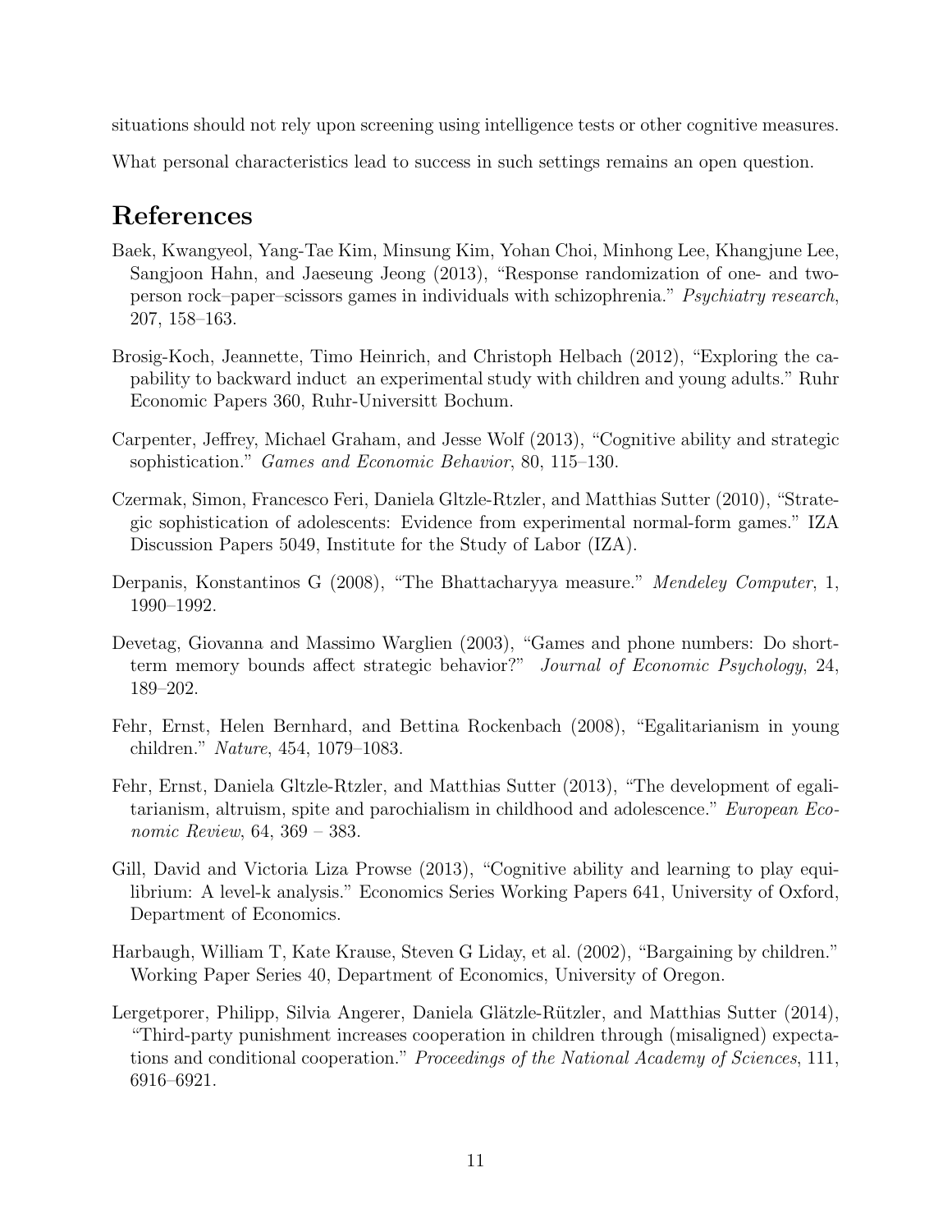situations should not rely upon screening using intelligence tests or other cognitive measures.

What personal characteristics lead to success in such settings remains an open question.

# References

Baek, Kwangyeol, Yang-Tae Kim, Minsung Kim, Yohan Choi, Minhong Lee, Khangjune Lee, Sangjoon Hahn, and Jaeseung Jeong (2013), "Response randomization of one- and two-person rock–paper–scissors games in individuals with schizophrenia." *Psychiatry research*, 207, 158–163.

Brosig-Koch, Jeannette, Timo Heinrich, and Christoph Helbach (2012), "Exploring the capability to backward induct an experimental study with children and young adults." Ruhr Economic Papers 360, Ruhr-Universitt Bochum.

Carpenter, Jeffrey, Michael Graham, and Jesse Wolf (2013), "Cognitive ability and strategic sophistication." *Games and Economic Behavior*, 80, 115–130.

Czermak, Simon, Francesco Feri, Daniela Gltzle-Rtzler, and Matthias Sutter (2010), "Strategic sophistication of adolescents: Evidence from experimental normal-form games." IZA Discussion Papers 5049, Institute for the Study of Labor (IZA).

Derpanis, Konstantinos G (2008), "The Bhattacharyya measure." *Mendeley Computer*, 1, 1990–1992.

Devetag, Giovanna and Massimo Warglien (2003), "Games and phone numbers: Do short-term memory bounds affect strategic behavior?" *Journal of Economic Psychology*, 24, 189–202.

Fehr, Ernst, Helen Bernhard, and Bettina Rockenbach (2008), "Egalitarianism in young children." *Nature*, 454, 1079–1083.

Fehr, Ernst, Daniela Gltzle-Rtzler, and Matthias Sutter (2013), "The development of egalitarianism, altruism, spite and parochialism in childhood and adolescence." *European Economic Review*, 64, 369 – 383.

Gill, David and Victoria Liza Prowse (2013), "Cognitive ability and learning to play equilibrium: A level-k analysis." Economics Series Working Papers 641, University of Oxford, Department of Economics.

Harbaugh, William T, Kate Krause, Steven G Liday, et al. (2002), "Bargaining by children." Working Paper Series 40, Department of Economics, University of Oregon.

Lergetporer, Philipp, Silvia Angerer, Daniela Glätzle-Rützler, and Matthias Sutter (2014), "Third-party punishment increases cooperation in children through (misaligned) expectations and conditional cooperation." *Proceedings of the National Academy of Sciences*, 111, 6916–6921.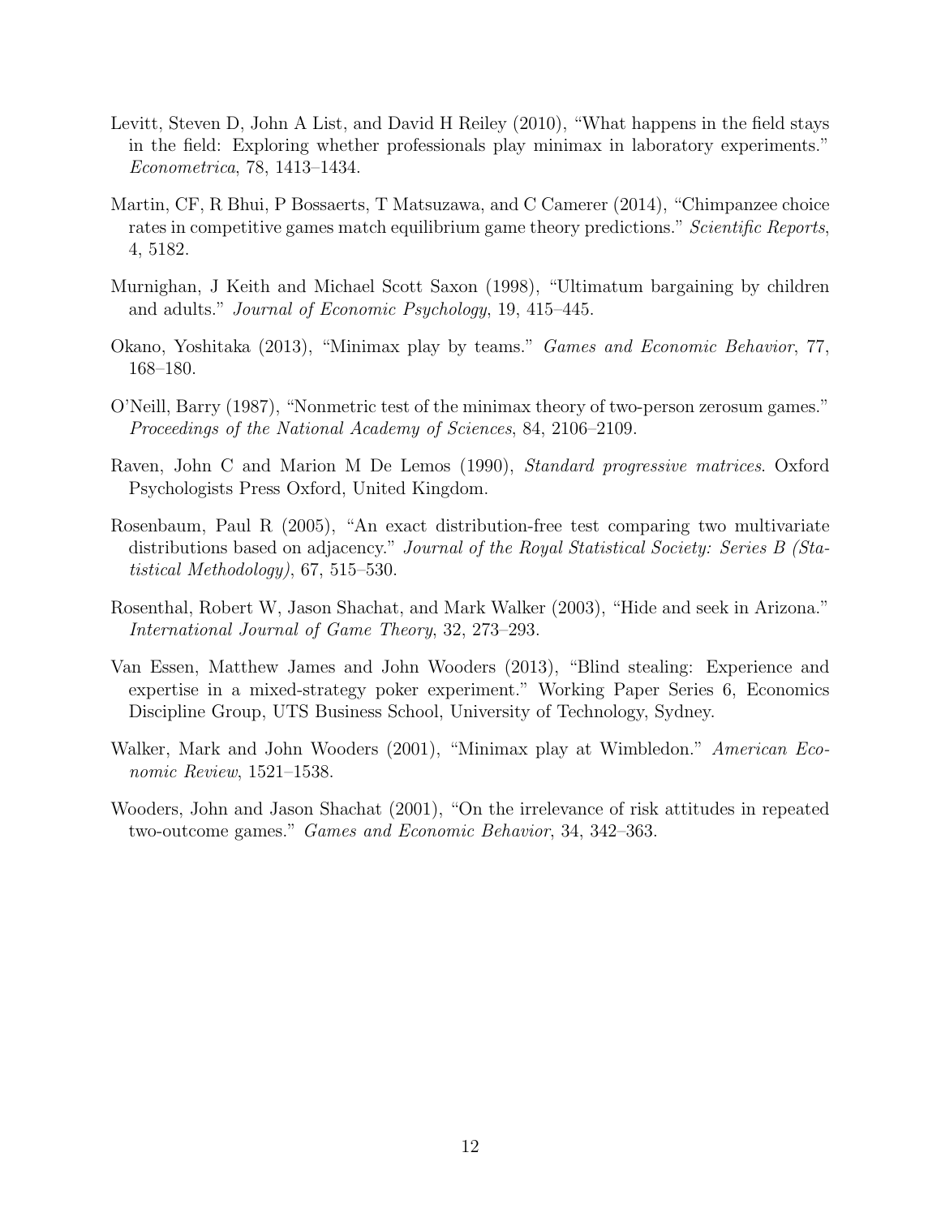Levitt, Steven D, John A List, and David H Reiley (2010), "What happens in the field stays in the field: Exploring whether professionals play minimax in laboratory experiments." *Econometrica*, 78, 1413–1434.

Martin, CF, R Bhui, P Bossaerts, T Matsuzawa, and C Camerer (2014), "Chimpanzee choice rates in competitive games match equilibrium game theory predictions." *Scientific Reports*, 4, 5182.

Murnighan, J Keith and Michael Scott Saxon (1998), "Ultimatum bargaining by children and adults." *Journal of Economic Psychology*, 19, 415–445.

Okano, Yoshitaka (2013), "Minimax play by teams." *Games and Economic Behavior*, 77, 168–180.

O'Neill, Barry (1987), "Nonmetric test of the minimax theory of two-person zerosum games." *Proceedings of the National Academy of Sciences*, 84, 2106–2109.

Raven, John C and Marion M De Lemos (1990), *Standard progressive matrices*. Oxford Psychologists Press Oxford, United Kingdom.

Rosenbaum, Paul R (2005), "An exact distribution-free test comparing two multivariate distributions based on adjacency." *Journal of the Royal Statistical Society: Series B (Statistical Methodology)*, 67, 515–530.

Rosenthal, Robert W, Jason Shachat, and Mark Walker (2003), "Hide and seek in Arizona." *International Journal of Game Theory*, 32, 273–293.

Van Essen, Matthew James and John Wooders (2013), "Blind stealing: Experience and expertise in a mixed-strategy poker experiment." Working Paper Series 6, Economics Discipline Group, UTS Business School, University of Technology, Sydney.

Walker, Mark and John Wooders (2001), "Minimax play at Wimbledon." *American Economic Review*, 1521–1538.

Wooders, John and Jason Shachat (2001), "On the irrelevance of risk attitudes in repeated two-outcome games." *Games and Economic Behavior*, 34, 342–363.